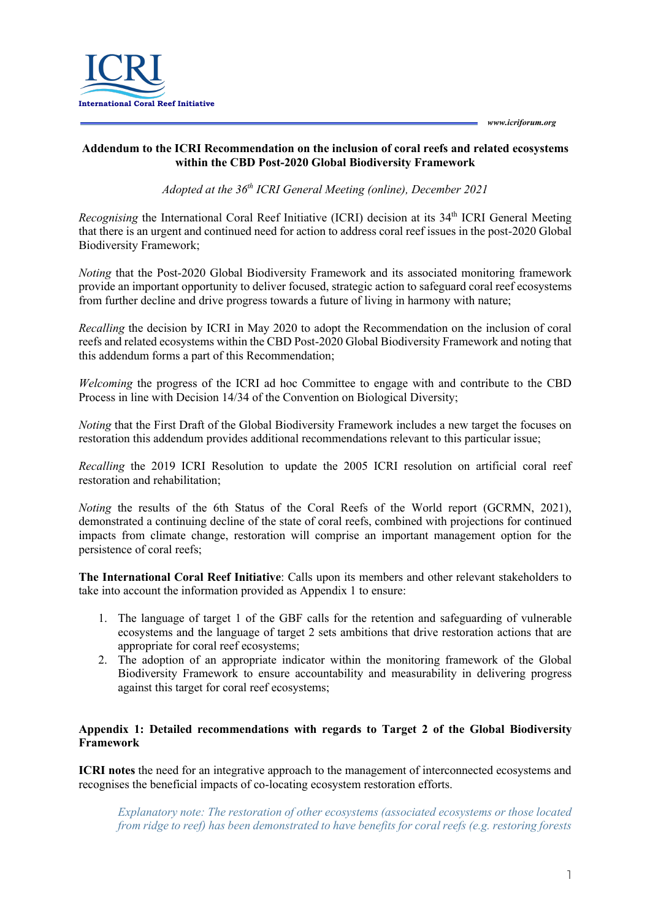**ICRI**
**International Coral Reef Initiative**

*www.icriforum.org*

**Addendum to the ICRI Recommendation on the inclusion of coral reefs and related ecosystems within the CBD Post-2020 Global Biodiversity Framework**

*Adopted at the 36th ICRI General Meeting (online), December 2021*

*Recognising* the International Coral Reef Initiative (ICRI) decision at its 34th ICRI General Meeting that there is an urgent and continued need for action to address coral reef issues in the post-2020 Global Biodiversity Framework;

*Noting* that the Post-2020 Global Biodiversity Framework and its associated monitoring framework provide an important opportunity to deliver focused, strategic action to safeguard coral reef ecosystems from further decline and drive progress towards a future of living in harmony with nature;

*Recalling* the decision by ICRI in May 2020 to adopt the Recommendation on the inclusion of coral reefs and related ecosystems within the CBD Post-2020 Global Biodiversity Framework and noting that this addendum forms a part of this Recommendation;

*Welcoming* the progress of the ICRI ad hoc Committee to engage with and contribute to the CBD Process in line with Decision 14/34 of the Convention on Biological Diversity;

*Noting* that the First Draft of the Global Biodiversity Framework includes a new target the focuses on restoration this addendum provides additional recommendations relevant to this particular issue;

*Recalling* the 2019 ICRI Resolution to update the 2005 ICRI resolution on artificial coral reef restoration and rehabilitation;

*Noting* the results of the 6th Status of the Coral Reefs of the World report (GCRMN, 2021), demonstrated a continuing decline of the state of coral reefs, combined with projections for continued impacts from climate change, restoration will comprise an important management option for the persistence of coral reefs;

**The International Coral Reef Initiative**: Calls upon its members and other relevant stakeholders to take into account the information provided as Appendix 1 to ensure:

1. The language of target 1 of the GBF calls for the retention and safeguarding of vulnerable ecosystems and the language of target 2 sets ambitions that drive restoration actions that are appropriate for coral reef ecosystems;
2. The adoption of an appropriate indicator within the monitoring framework of the Global Biodiversity Framework to ensure accountability and measurability in delivering progress against this target for coral reef ecosystems;

**Appendix 1: Detailed recommendations with regards to Target 2 of the Global Biodiversity Framework**

**ICRI notes** the need for an integrative approach to the management of interconnected ecosystems and recognises the beneficial impacts of co-locating ecosystem restoration efforts.

> *Explanatory note: The restoration of other ecosystems (associated ecosystems or those located from ridge to reef) has been demonstrated to have benefits for coral reefs (e.g. restoring forests*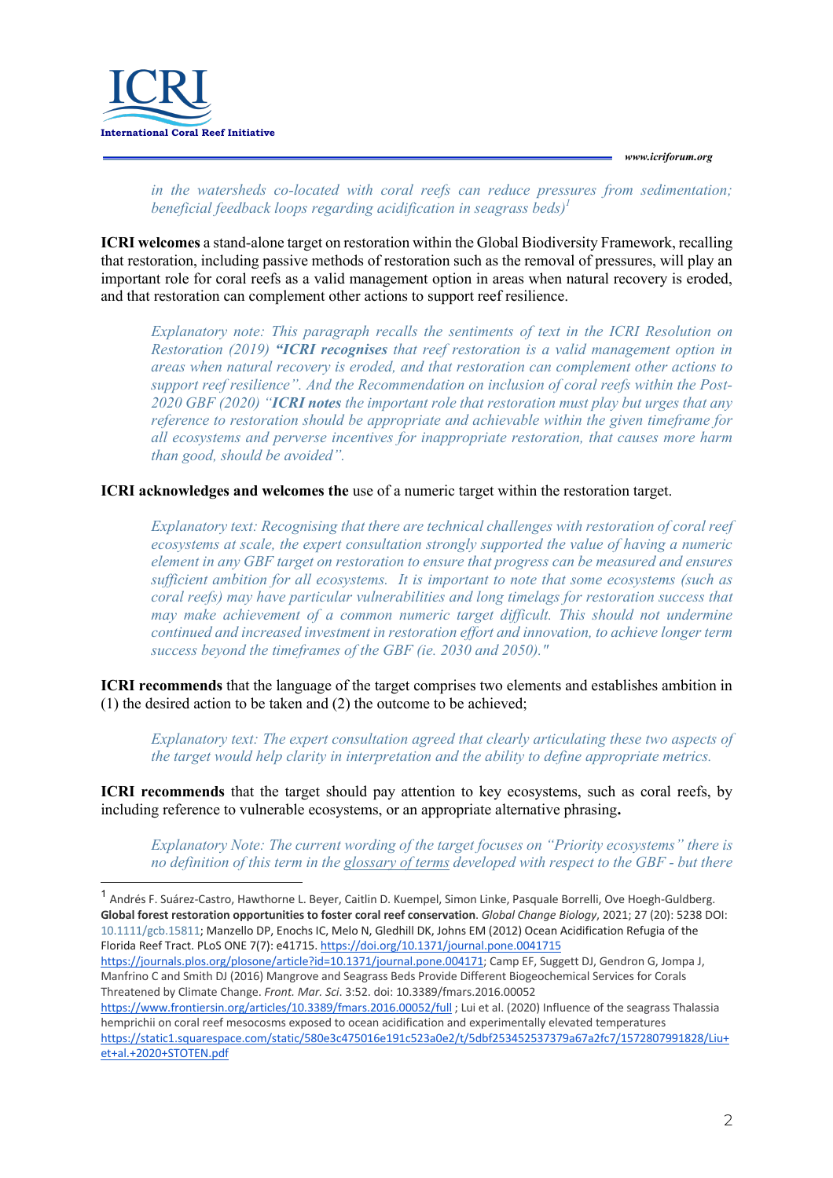*in the watersheds co-located with coral reefs can reduce pressures from sedimentation; beneficial feedback loops regarding acidification in seagrass beds)*[1]

**ICRI welcomes** a stand-alone target on restoration within the Global Biodiversity Framework, recalling that restoration, including passive methods of restoration such as the removal of pressures, will play an important role for coral reefs as a valid management option in areas when natural recovery is eroded, and that restoration can complement other actions to support reef resilience.

> *Explanatory note: This paragraph recalls the sentiments of text in the ICRI Resolution on Restoration (2019) **"ICRI recognises** that reef restoration is a valid management option in areas when natural recovery is eroded, and that restoration can complement other actions to support reef resilience". And the Recommendation on inclusion of coral reefs within the Post-2020 GBF (2020) "**ICRI notes** the important role that restoration must play but urges that any reference to restoration should be appropriate and achievable within the given timeframe for all ecosystems and perverse incentives for inappropriate restoration, that causes more harm than good, should be avoided".*

**ICRI acknowledges and welcomes the** use of a numeric target within the restoration target.

> *Explanatory text: Recognising that there are technical challenges with restoration of coral reef ecosystems at scale, the expert consultation strongly supported the value of having a numeric element in any GBF target on restoration to ensure that progress can be measured and ensures sufficient ambition for all ecosystems. It is important to note that some ecosystems (such as coral reefs) may have particular vulnerabilities and long timelags for restoration success that may make achievement of a common numeric target difficult. This should not undermine continued and increased investment in restoration effort and innovation, to achieve longer term success beyond the timeframes of the GBF (ie. 2030 and 2050)."*

**ICRI recommends** that the language of the target comprises two elements and establishes ambition in (1) the desired action to be taken and (2) the outcome to be achieved;

> *Explanatory text: The expert consultation agreed that clearly articulating these two aspects of the target would help clarity in interpretation and the ability to define appropriate metrics.*

**ICRI recommends** that the target should pay attention to key ecosystems, such as coral reefs, by including reference to vulnerable ecosystems, or an appropriate alternative phrasing**.**

> *Explanatory Note: The current wording of the target focuses on "Priority ecosystems" there is no definition of this term in the glossary of terms developed with respect to the GBF - but there*

---

[1] Andrés F. Suárez-Castro, Hawthorne L. Beyer, Caitlin D. Kuempel, Simon Linke, Pasquale Borrelli, Ove Hoegh-Guldberg. **Global forest restoration opportunities to foster coral reef conservation**. *Global Change Biology*, 2021; 27 (20): 5238 DOI: 10.1111/gcb.15811; Manzello DP, Enochs IC, Melo N, Gledhill DK, Johns EM (2012) Ocean Acidification Refugia of the Florida Reef Tract. PLoS ONE 7(7): e41715. https://doi.org/10.1371/journal.pone.0041715 https://journals.plos.org/plosone/article?id=10.1371/journal.pone.004171; Camp EF, Suggett DJ, Gendron G, Jompa J, Manfrino C and Smith DJ (2016) Mangrove and Seagrass Beds Provide Different Biogeochemical Services for Corals Threatened by Climate Change. *Front. Mar. Sci*. 3:52. doi: 10.3389/fmars.2016.00052 https://www.frontiersin.org/articles/10.3389/fmars.2016.00052/full ; Lui et al. (2020) Influence of the seagrass Thalassia hemprichii on coral reef mesocosms exposed to ocean acidification and experimentally elevated temperatures https://static1.squarespace.com/static/580e3c475016e191c523a0e2/t/5dbf253452537379a67a2fc7/1572807991828/Liu+et+al.+2020+STOTEN.pdf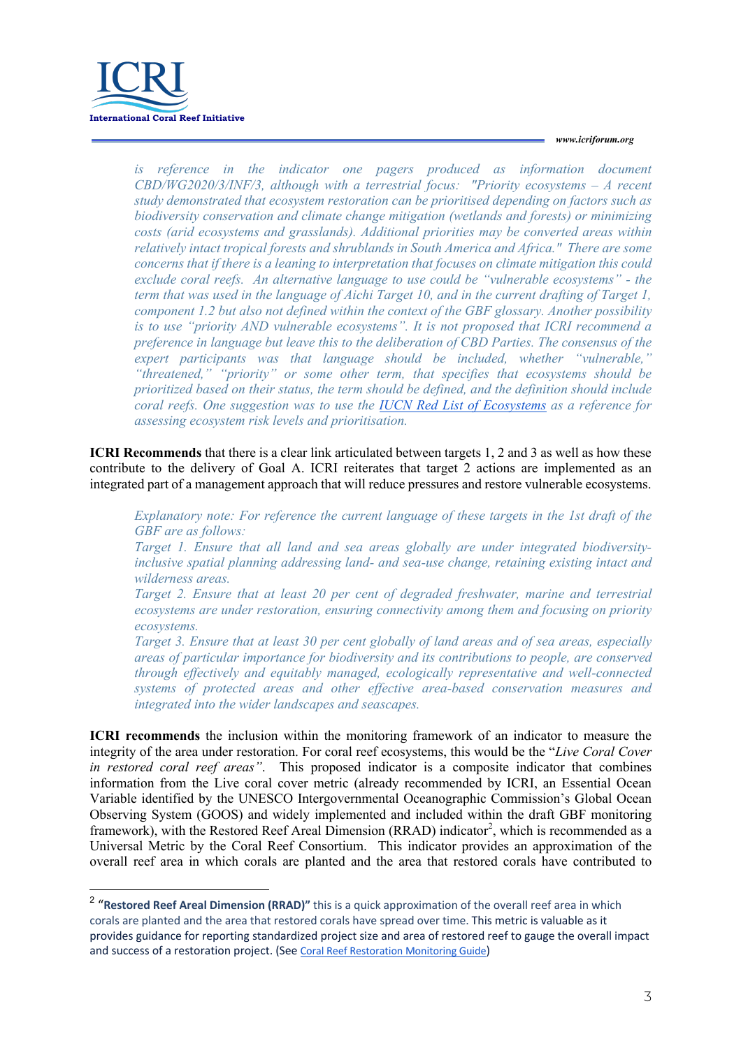*is reference in the indicator one pagers produced as information document CBD/WG2020/3/INF/3, although with a terrestrial focus: "Priority ecosystems – A recent study demonstrated that ecosystem restoration can be prioritised depending on factors such as biodiversity conservation and climate change mitigation (wetlands and forests) or minimizing costs (arid ecosystems and grasslands). Additional priorities may be converted areas within relatively intact tropical forests and shrublands in South America and Africa." There are some concerns that if there is a leaning to interpretation that focuses on climate mitigation this could exclude coral reefs. An alternative language to use could be "vulnerable ecosystems" - the term that was used in the language of Aichi Target 10, and in the current drafting of Target 1, component 1.2 but also not defined within the context of the GBF glossary. Another possibility is to use "priority AND vulnerable ecosystems". It is not proposed that ICRI recommend a preference in language but leave this to the deliberation of CBD Parties. The consensus of the expert participants was that language should be included, whether "vulnerable," "threatened," "priority" or some other term, that specifies that ecosystems should be prioritized based on their status, the term should be defined, and the definition should include coral reefs. One suggestion was to use the [IUCN Red List of Ecosystems]() as a reference for assessing ecosystem risk levels and prioritisation.*

**ICRI Recommends** that there is a clear link articulated between targets 1, 2 and 3 as well as how these contribute to the delivery of Goal A. ICRI reiterates that target 2 actions are implemented as an integrated part of a management approach that will reduce pressures and restore vulnerable ecosystems.

*Explanatory note: For reference the current language of these targets in the 1st draft of the GBF are as follows:*

*Target 1. Ensure that all land and sea areas globally are under integrated biodiversity-inclusive spatial planning addressing land- and sea-use change, retaining existing intact and wilderness areas.*

*Target 2. Ensure that at least 20 per cent of degraded freshwater, marine and terrestrial ecosystems are under restoration, ensuring connectivity among them and focusing on priority ecosystems.*

*Target 3. Ensure that at least 30 per cent globally of land areas and of sea areas, especially areas of particular importance for biodiversity and its contributions to people, are conserved through effectively and equitably managed, ecologically representative and well-connected systems of protected areas and other effective area-based conservation measures and integrated into the wider landscapes and seascapes.*

**ICRI recommends** the inclusion within the monitoring framework of an indicator to measure the integrity of the area under restoration. For coral reef ecosystems, this would be the "*Live Coral Cover in restored coral reef areas*". This proposed indicator is a composite indicator that combines information from the Live coral cover metric (already recommended by ICRI, an Essential Ocean Variable identified by the UNESCO Intergovernmental Oceanographic Commission's Global Ocean Observing System (GOOS) and widely implemented and included within the draft GBF monitoring framework), with the Restored Reef Areal Dimension (RRAD) indicator[2], which is recommended as a Universal Metric by the Coral Reef Consortium. This indicator provides an approximation of the overall reef area in which corals are planted and the area that restored corals have contributed to

---

[2] **"Restored Reef Areal Dimension (RRAD)"** this is a quick approximation of the overall reef area in which corals are planted and the area that restored corals have spread over time. This metric is valuable as it provides guidance for reporting standardized project size and area of restored reef to gauge the overall impact and success of a restoration project. (See [Coral Reef Restoration Monitoring Guide]())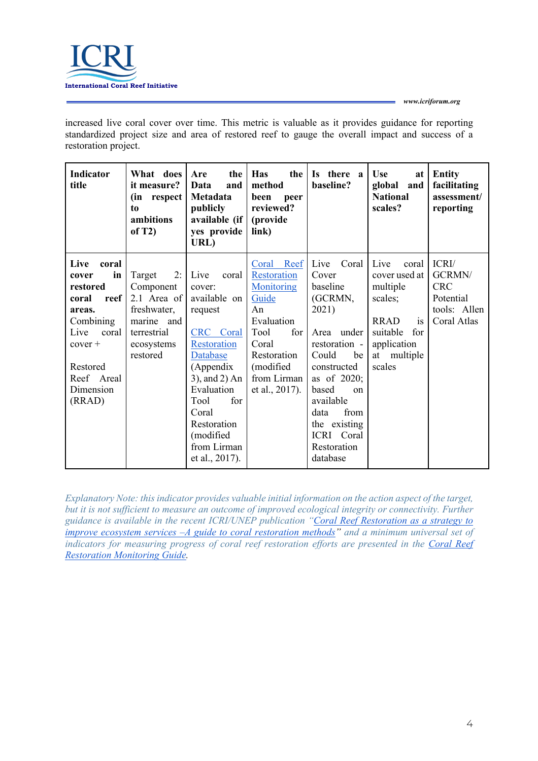increased live coral cover over time. This metric is valuable as it provides guidance for reporting standardized project size and area of restored reef to gauge the overall impact and success of a restoration project.

| **Indicator title** | **What does it measure? (in respect to ambitions of T2)** | **Are the Data and Metadata publicly available (if yes provide URL)** | **Has the method been peer reviewed? (provide link)** | **Is there a baseline?** | **Use at global and National scales?** | **Entity facilitating assessment/ reporting** |
|---|---|---|---|---|---|---|
| **Live coral cover in restored coral reef areas.** Combining Live coral cover + Restored Reef Areal Dimension (RRAD) | Target 2: Component 2.1 Area of freshwater, marine and terrestrial ecosystems restored | Live coral cover: available on request CRC Coral Restoration Database (Appendix 3), and 2) An Evaluation Tool for Coral Restoration (modified from Lirman et al., 2017). | Coral Reef Restoration Monitoring Guide An Evaluation Tool for Coral Restoration (modified from Lirman et al., 2017). | Live Coral Cover baseline (GCRMN, 2021) Area under restoration - Could be constructed as of 2020; based on available data from the existing ICRI Coral Restoration database | Live coral cover used at multiple scales; RRAD is suitable for application at multiple scales | ICRI/ GCRMN/ CRC Potential tools: Allen Coral Atlas |

*Explanatory Note: this indicator provides valuable initial information on the action aspect of the target, but it is not sufficient to measure an outcome of improved ecological integrity or connectivity. Further guidance is available in the recent ICRI/UNEP publication "Coral Reef Restoration as a strategy to improve ecosystem services –A guide to coral restoration methods" and a minimum universal set of indicators for measuring progress of coral reef restoration efforts are presented in the Coral Reef Restoration Monitoring Guide.*